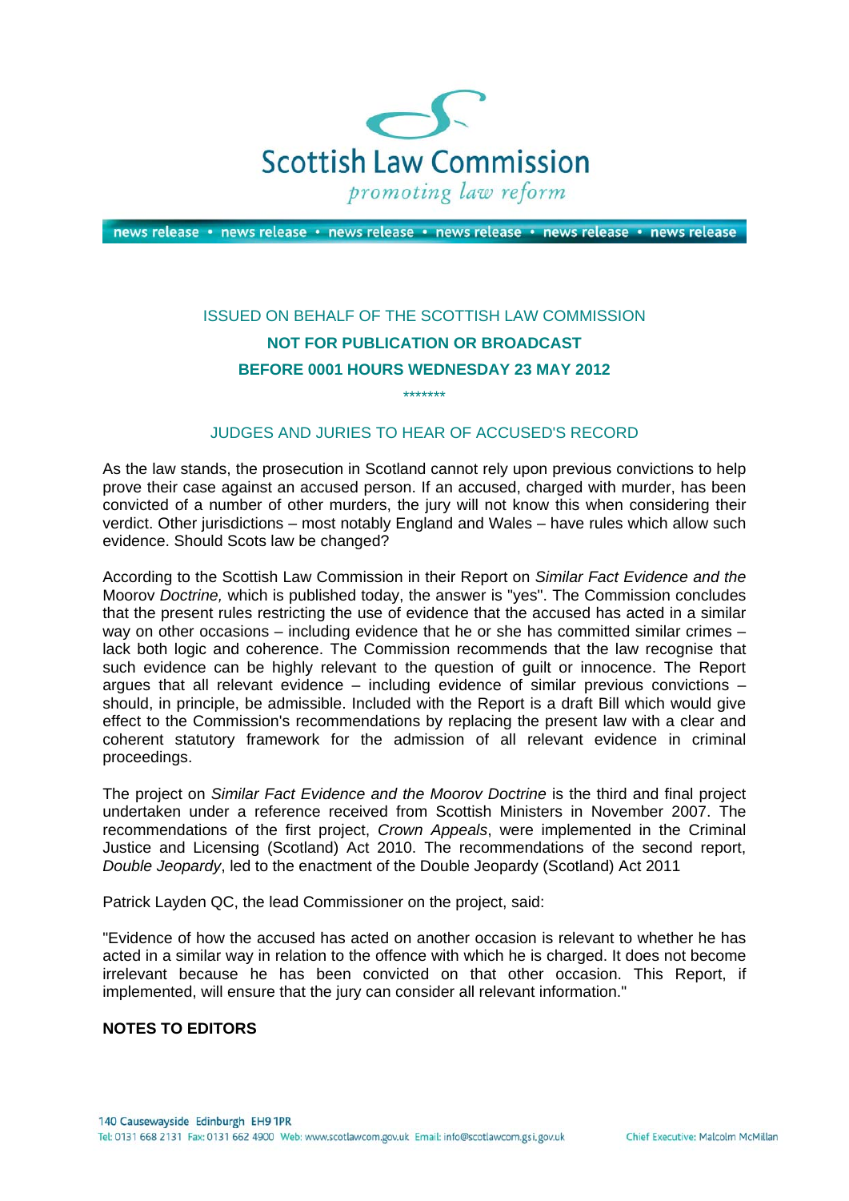Scottish Law Commission

*promoting law reform*

news release • news release • news release • news release • news release • news release

ISSUED ON BEHALF OF THE SCOTTISH LAW COMMISSION

**NOT FOR PUBLICATION OR BROADCAST**

**BEFORE 0001 HOURS WEDNESDAY 23 MAY 2012**

\*\*\*\*\*\*\*

## JUDGES AND JURIES TO HEAR OF ACCUSED'S RECORD

As the law stands, the prosecution in Scotland cannot rely upon previous convictions to help prove their case against an accused person. If an accused, charged with murder, has been convicted of a number of other murders, the jury will not know this when considering their verdict. Other jurisdictions – most notably England and Wales – have rules which allow such evidence. Should Scots law be changed?

According to the Scottish Law Commission in their Report on *Similar Fact Evidence and the* Moorov *Doctrine,* which is published today, the answer is "yes". The Commission concludes that the present rules restricting the use of evidence that the accused has acted in a similar way on other occasions – including evidence that he or she has committed similar crimes – lack both logic and coherence. The Commission recommends that the law recognise that such evidence can be highly relevant to the question of guilt or innocence. The Report argues that all relevant evidence – including evidence of similar previous convictions – should, in principle, be admissible. Included with the Report is a draft Bill which would give effect to the Commission's recommendations by replacing the present law with a clear and coherent statutory framework for the admission of all relevant evidence in criminal proceedings.

The project on *Similar Fact Evidence and the Moorov Doctrine* is the third and final project undertaken under a reference received from Scottish Ministers in November 2007. The recommendations of the first project, *Crown Appeals*, were implemented in the Criminal Justice and Licensing (Scotland) Act 2010. The recommendations of the second report, *Double Jeopardy*, led to the enactment of the Double Jeopardy (Scotland) Act 2011

Patrick Layden QC, the lead Commissioner on the project, said:

"Evidence of how the accused has acted on another occasion is relevant to whether he has acted in a similar way in relation to the offence with which he is charged. It does not become irrelevant because he has been convicted on that other occasion. This Report, if implemented, will ensure that the jury can consider all relevant information."

**NOTES TO EDITORS**

140 Causewayside Edinburgh EH9 1PR
Tel: 0131 668 2131 Fax: 0131 662 4900 Web: www.scotlawcom.gov.uk Email: info@scotlawcom.gsi.gov.uk

Chief Executive: Malcolm McMillan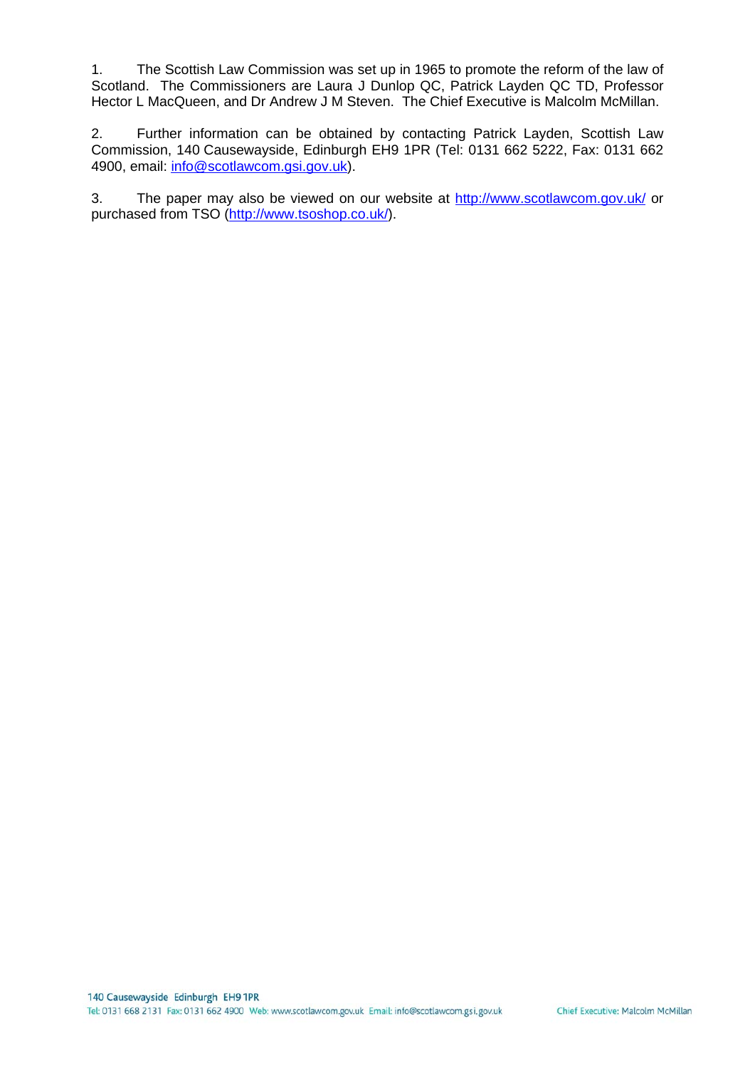1. The Scottish Law Commission was set up in 1965 to promote the reform of the law of Scotland. The Commissioners are Laura J Dunlop QC, Patrick Layden QC TD, Professor Hector L MacQueen, and Dr Andrew J M Steven. The Chief Executive is Malcolm McMillan.

2. Further information can be obtained by contacting Patrick Layden, Scottish Law Commission, 140 Causewayside, Edinburgh EH9 1PR (Tel: 0131 662 5222, Fax: 0131 662 4900, email: info@scotlawcom.gsi.gov.uk).

3. The paper may also be viewed on our website at http://www.scotlawcom.gov.uk/ or purchased from TSO (http://www.tsoshop.co.uk/).